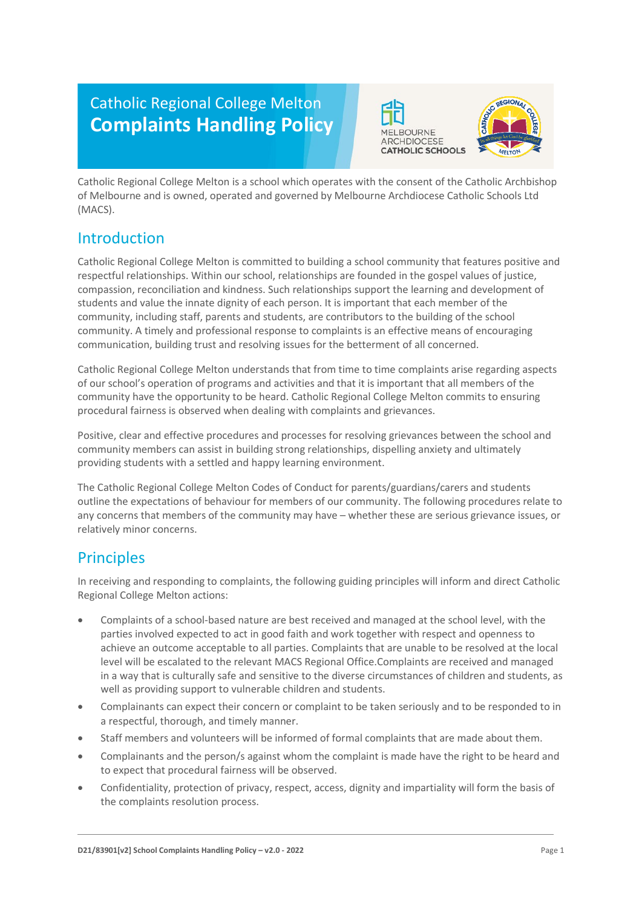# Catholic Regional College Melton
# Complaints Handling Policy

Catholic Regional College Melton is a school which operates with the consent of the Catholic Archbishop of Melbourne and is owned, operated and governed by Melbourne Archdiocese Catholic Schools Ltd (MACS).

## Introduction

Catholic Regional College Melton is committed to building a school community that features positive and respectful relationships. Within our school, relationships are founded in the gospel values of justice, compassion, reconciliation and kindness. Such relationships support the learning and development of students and value the innate dignity of each person. It is important that each member of the community, including staff, parents and students, are contributors to the building of the school community. A timely and professional response to complaints is an effective means of encouraging communication, building trust and resolving issues for the betterment of all concerned.

Catholic Regional College Melton understands that from time to time complaints arise regarding aspects of our school's operation of programs and activities and that it is important that all members of the community have the opportunity to be heard. Catholic Regional College Melton commits to ensuring procedural fairness is observed when dealing with complaints and grievances.

Positive, clear and effective procedures and processes for resolving grievances between the school and community members can assist in building strong relationships, dispelling anxiety and ultimately providing students with a settled and happy learning environment.

The Catholic Regional College Melton Codes of Conduct for parents/guardians/carers and students outline the expectations of behaviour for members of our community. The following procedures relate to any concerns that members of the community may have – whether these are serious grievance issues, or relatively minor concerns.

## Principles

In receiving and responding to complaints, the following guiding principles will inform and direct Catholic Regional College Melton actions:

- Complaints of a school-based nature are best received and managed at the school level, with the parties involved expected to act in good faith and work together with respect and openness to achieve an outcome acceptable to all parties. Complaints that are unable to be resolved at the local level will be escalated to the relevant MACS Regional Office.Complaints are received and managed in a way that is culturally safe and sensitive to the diverse circumstances of children and students, as well as providing support to vulnerable children and students.
- Complainants can expect their concern or complaint to be taken seriously and to be responded to in a respectful, thorough, and timely manner.
- Staff members and volunteers will be informed of formal complaints that are made about them.
- Complainants and the person/s against whom the complaint is made have the right to be heard and to expect that procedural fairness will be observed.
- Confidentiality, protection of privacy, respect, access, dignity and impartiality will form the basis of the complaints resolution process.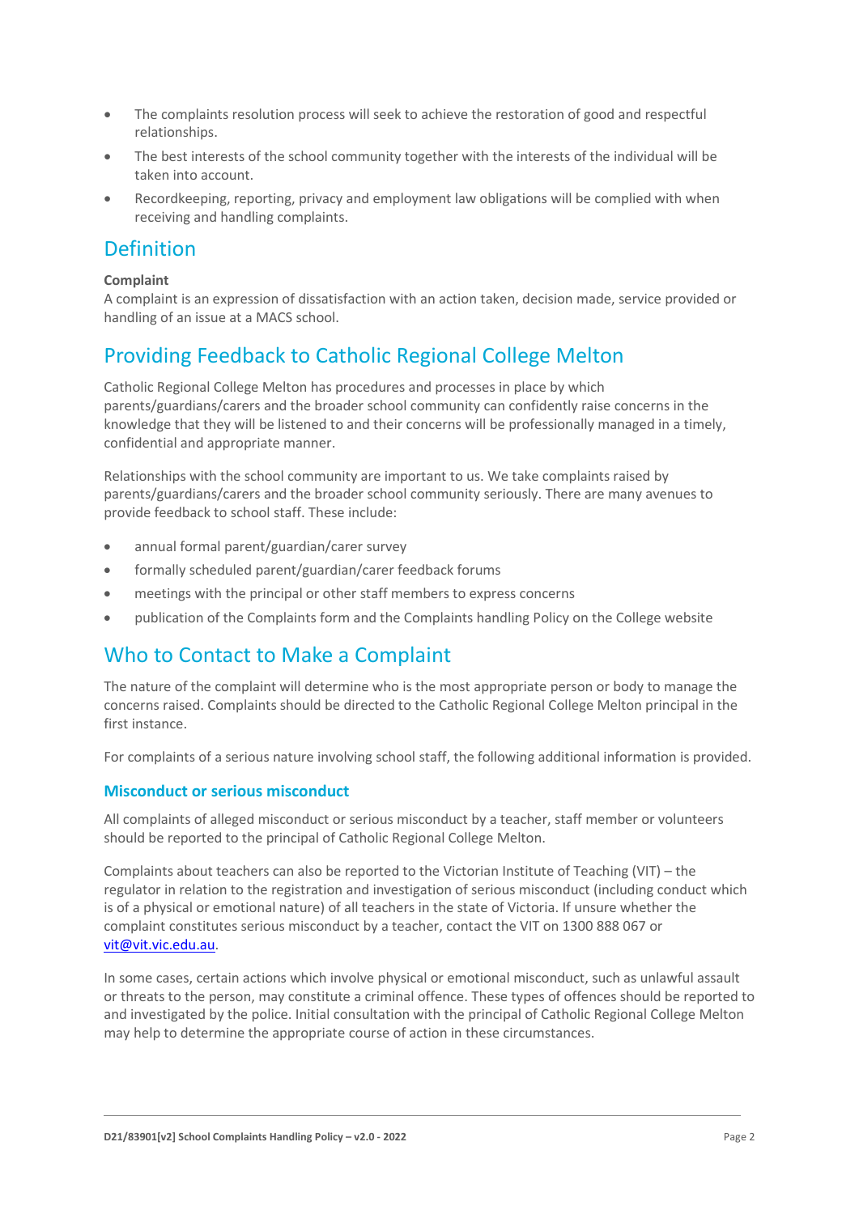- The complaints resolution process will seek to achieve the restoration of good and respectful relationships.
- The best interests of the school community together with the interests of the individual will be taken into account.
- Recordkeeping, reporting, privacy and employment law obligations will be complied with when receiving and handling complaints.

## Definition

**Complaint**

A complaint is an expression of dissatisfaction with an action taken, decision made, service provided or handling of an issue at a MACS school.

## Providing Feedback to Catholic Regional College Melton

Catholic Regional College Melton has procedures and processes in place by which parents/guardians/carers and the broader school community can confidently raise concerns in the knowledge that they will be listened to and their concerns will be professionally managed in a timely, confidential and appropriate manner.

Relationships with the school community are important to us. We take complaints raised by parents/guardians/carers and the broader school community seriously. There are many avenues to provide feedback to school staff. These include:

- annual formal parent/guardian/carer survey
- formally scheduled parent/guardian/carer feedback forums
- meetings with the principal or other staff members to express concerns
- publication of the Complaints form and the Complaints handling Policy on the College website

## Who to Contact to Make a Complaint

The nature of the complaint will determine who is the most appropriate person or body to manage the concerns raised. Complaints should be directed to the Catholic Regional College Melton principal in the first instance.

For complaints of a serious nature involving school staff, the following additional information is provided.

### Misconduct or serious misconduct

All complaints of alleged misconduct or serious misconduct by a teacher, staff member or volunteers should be reported to the principal of Catholic Regional College Melton.

Complaints about teachers can also be reported to the Victorian Institute of Teaching (VIT) – the regulator in relation to the registration and investigation of serious misconduct (including conduct which is of a physical or emotional nature) of all teachers in the state of Victoria. If unsure whether the complaint constitutes serious misconduct by a teacher, contact the VIT on 1300 888 067 or vit@vit.vic.edu.au.

In some cases, certain actions which involve physical or emotional misconduct, such as unlawful assault or threats to the person, may constitute a criminal offence. These types of offences should be reported to and investigated by the police. Initial consultation with the principal of Catholic Regional College Melton may help to determine the appropriate course of action in these circumstances.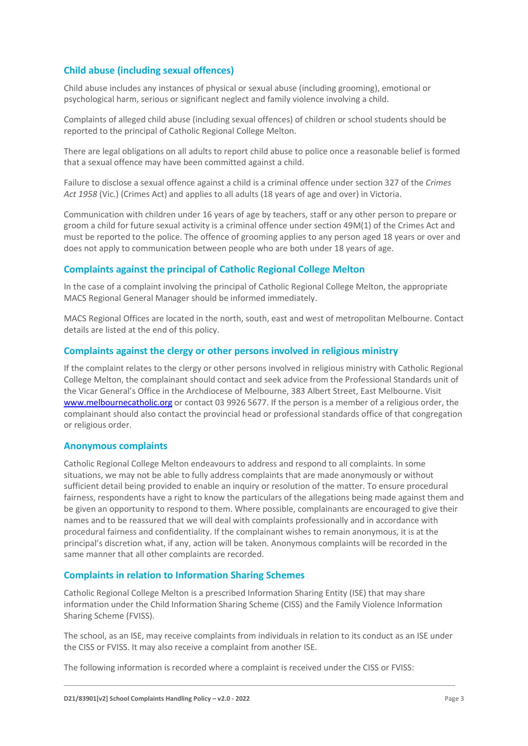## Child abuse (including sexual offences)

Child abuse includes any instances of physical or sexual abuse (including grooming), emotional or psychological harm, serious or significant neglect and family violence involving a child.

Complaints of alleged child abuse (including sexual offences) of children or school students should be reported to the principal of Catholic Regional College Melton.

There are legal obligations on all adults to report child abuse to police once a reasonable belief is formed that a sexual offence may have been committed against a child.

Failure to disclose a sexual offence against a child is a criminal offence under section 327 of the *Crimes Act 1958* (Vic.) (Crimes Act) and applies to all adults (18 years of age and over) in Victoria.

Communication with children under 16 years of age by teachers, staff or any other person to prepare or groom a child for future sexual activity is a criminal offence under section 49M(1) of the Crimes Act and must be reported to the police. The offence of grooming applies to any person aged 18 years or over and does not apply to communication between people who are both under 18 years of age.

## Complaints against the principal of Catholic Regional College Melton

In the case of a complaint involving the principal of Catholic Regional College Melton, the appropriate MACS Regional General Manager should be informed immediately.

MACS Regional Offices are located in the north, south, east and west of metropolitan Melbourne. Contact details are listed at the end of this policy.

## Complaints against the clergy or other persons involved in religious ministry

If the complaint relates to the clergy or other persons involved in religious ministry with Catholic Regional College Melton, the complainant should contact and seek advice from the Professional Standards unit of the Vicar General's Office in the Archdiocese of Melbourne, 383 Albert Street, East Melbourne. Visit [www.melbournecatholic.org](http://www.melbournecatholic.org) or contact 03 9926 5677. If the person is a member of a religious order, the complainant should also contact the provincial head or professional standards office of that congregation or religious order.

## Anonymous complaints

Catholic Regional College Melton endeavours to address and respond to all complaints. In some situations, we may not be able to fully address complaints that are made anonymously or without sufficient detail being provided to enable an inquiry or resolution of the matter. To ensure procedural fairness, respondents have a right to know the particulars of the allegations being made against them and be given an opportunity to respond to them. Where possible, complainants are encouraged to give their names and to be reassured that we will deal with complaints professionally and in accordance with procedural fairness and confidentiality. If the complainant wishes to remain anonymous, it is at the principal's discretion what, if any, action will be taken. Anonymous complaints will be recorded in the same manner that all other complaints are recorded.

## Complaints in relation to Information Sharing Schemes

Catholic Regional College Melton is a prescribed Information Sharing Entity (ISE) that may share information under the Child Information Sharing Scheme (CISS) and the Family Violence Information Sharing Scheme (FVISS).

The school, as an ISE, may receive complaints from individuals in relation to its conduct as an ISE under the CISS or FVISS. It may also receive a complaint from another ISE.

The following information is recorded where a complaint is received under the CISS or FVISS: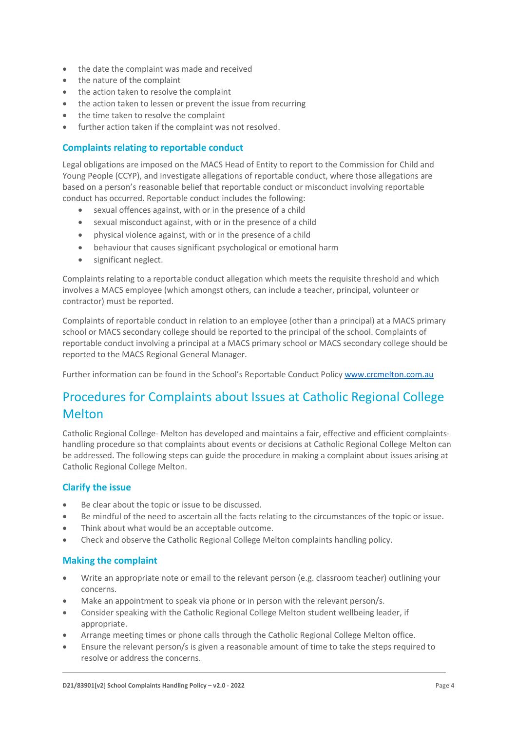- the date the complaint was made and received
- the nature of the complaint
- the action taken to resolve the complaint
- the action taken to lessen or prevent the issue from recurring
- the time taken to resolve the complaint
- further action taken if the complaint was not resolved.

### Complaints relating to reportable conduct

Legal obligations are imposed on the MACS Head of Entity to report to the Commission for Child and Young People (CCYP), and investigate allegations of reportable conduct, where those allegations are based on a person's reasonable belief that reportable conduct or misconduct involving reportable conduct has occurred. Reportable conduct includes the following:

- sexual offences against, with or in the presence of a child
- sexual misconduct against, with or in the presence of a child
- physical violence against, with or in the presence of a child
- behaviour that causes significant psychological or emotional harm
- significant neglect.

Complaints relating to a reportable conduct allegation which meets the requisite threshold and which involves a MACS employee (which amongst others, can include a teacher, principal, volunteer or contractor) must be reported.

Complaints of reportable conduct in relation to an employee (other than a principal) at a MACS primary school or MACS secondary college should be reported to the principal of the school. Complaints of reportable conduct involving a principal at a MACS primary school or MACS secondary college should be reported to the MACS Regional General Manager.

Further information can be found in the School's Reportable Conduct Policy [www.crcmelton.com.au](www.crcmelton.com.au)

## Procedures for Complaints about Issues at Catholic Regional College Melton

Catholic Regional College- Melton has developed and maintains a fair, effective and efficient complaints-handling procedure so that complaints about events or decisions at Catholic Regional College Melton can be addressed. The following steps can guide the procedure in making a complaint about issues arising at Catholic Regional College Melton.

### Clarify the issue

- Be clear about the topic or issue to be discussed.
- Be mindful of the need to ascertain all the facts relating to the circumstances of the topic or issue.
- Think about what would be an acceptable outcome.
- Check and observe the Catholic Regional College Melton complaints handling policy.

### Making the complaint

- Write an appropriate note or email to the relevant person (e.g. classroom teacher) outlining your concerns.
- Make an appointment to speak via phone or in person with the relevant person/s.
- Consider speaking with the Catholic Regional College Melton student wellbeing leader, if appropriate.
- Arrange meeting times or phone calls through the Catholic Regional College Melton office.
- Ensure the relevant person/s is given a reasonable amount of time to take the steps required to resolve or address the concerns.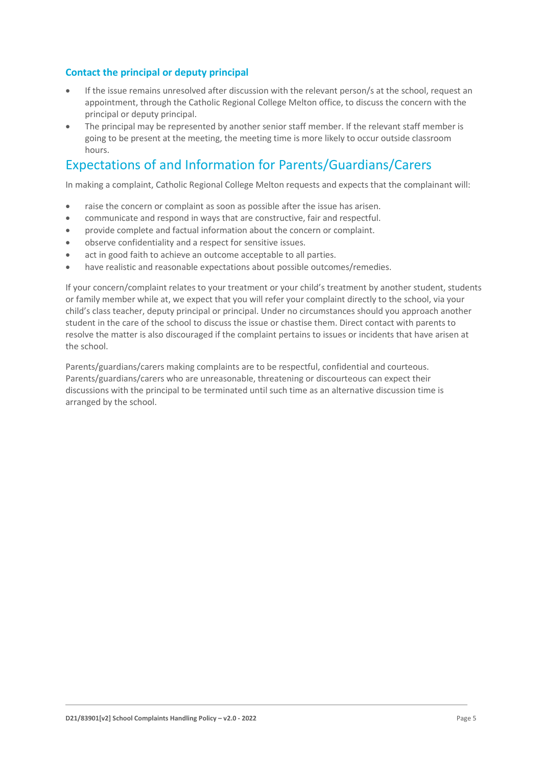### Contact the principal or deputy principal

- If the issue remains unresolved after discussion with the relevant person/s at the school, request an appointment, through the Catholic Regional College Melton office, to discuss the concern with the principal or deputy principal.
- The principal may be represented by another senior staff member. If the relevant staff member is going to be present at the meeting, the meeting time is more likely to occur outside classroom hours.

## Expectations of and Information for Parents/Guardians/Carers

In making a complaint, Catholic Regional College Melton requests and expects that the complainant will:

- raise the concern or complaint as soon as possible after the issue has arisen.
- communicate and respond in ways that are constructive, fair and respectful.
- provide complete and factual information about the concern or complaint.
- observe confidentiality and a respect for sensitive issues.
- act in good faith to achieve an outcome acceptable to all parties.
- have realistic and reasonable expectations about possible outcomes/remedies.

If your concern/complaint relates to your treatment or your child's treatment by another student, students or family member while at, we expect that you will refer your complaint directly to the school, via your child's class teacher, deputy principal or principal. Under no circumstances should you approach another student in the care of the school to discuss the issue or chastise them. Direct contact with parents to resolve the matter is also discouraged if the complaint pertains to issues or incidents that have arisen at the school.

Parents/guardians/carers making complaints are to be respectful, confidential and courteous. Parents/guardians/carers who are unreasonable, threatening or discourteous can expect their discussions with the principal to be terminated until such time as an alternative discussion time is arranged by the school.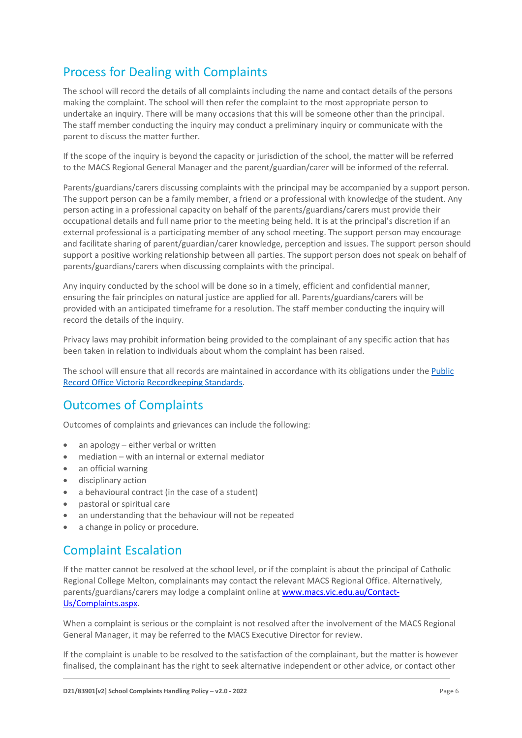## Process for Dealing with Complaints

The school will record the details of all complaints including the name and contact details of the persons making the complaint. The school will then refer the complaint to the most appropriate person to undertake an inquiry. There will be many occasions that this will be someone other than the principal. The staff member conducting the inquiry may conduct a preliminary inquiry or communicate with the parent to discuss the matter further.

If the scope of the inquiry is beyond the capacity or jurisdiction of the school, the matter will be referred to the MACS Regional General Manager and the parent/guardian/carer will be informed of the referral.

Parents/guardians/carers discussing complaints with the principal may be accompanied by a support person. The support person can be a family member, a friend or a professional with knowledge of the student. Any person acting in a professional capacity on behalf of the parents/guardians/carers must provide their occupational details and full name prior to the meeting being held. It is at the principal's discretion if an external professional is a participating member of any school meeting. The support person may encourage and facilitate sharing of parent/guardian/carer knowledge, perception and issues. The support person should support a positive working relationship between all parties. The support person does not speak on behalf of parents/guardians/carers when discussing complaints with the principal.

Any inquiry conducted by the school will be done so in a timely, efficient and confidential manner, ensuring the fair principles on natural justice are applied for all. Parents/guardians/carers will be provided with an anticipated timeframe for a resolution. The staff member conducting the inquiry will record the details of the inquiry.

Privacy laws may prohibit information being provided to the complainant of any specific action that has been taken in relation to individuals about whom the complaint has been raised.

The school will ensure that all records are maintained in accordance with its obligations under the [Public Record Office Victoria Recordkeeping Standards](#).

## Outcomes of Complaints

Outcomes of complaints and grievances can include the following:

- an apology – either verbal or written
- mediation – with an internal or external mediator
- an official warning
- disciplinary action
- a behavioural contract (in the case of a student)
- pastoral or spiritual care
- an understanding that the behaviour will not be repeated
- a change in policy or procedure.

## Complaint Escalation

If the matter cannot be resolved at the school level, or if the complaint is about the principal of Catholic Regional College Melton, complainants may contact the relevant MACS Regional Office. Alternatively, parents/guardians/carers may lodge a complaint online at [www.macs.vic.edu.au/Contact-Us/Complaints.aspx](www.macs.vic.edu.au/Contact-Us/Complaints.aspx).

When a complaint is serious or the complaint is not resolved after the involvement of the MACS Regional General Manager, it may be referred to the MACS Executive Director for review.

If the complaint is unable to be resolved to the satisfaction of the complainant, but the matter is however finalised, the complainant has the right to seek alternative independent or other advice, or contact other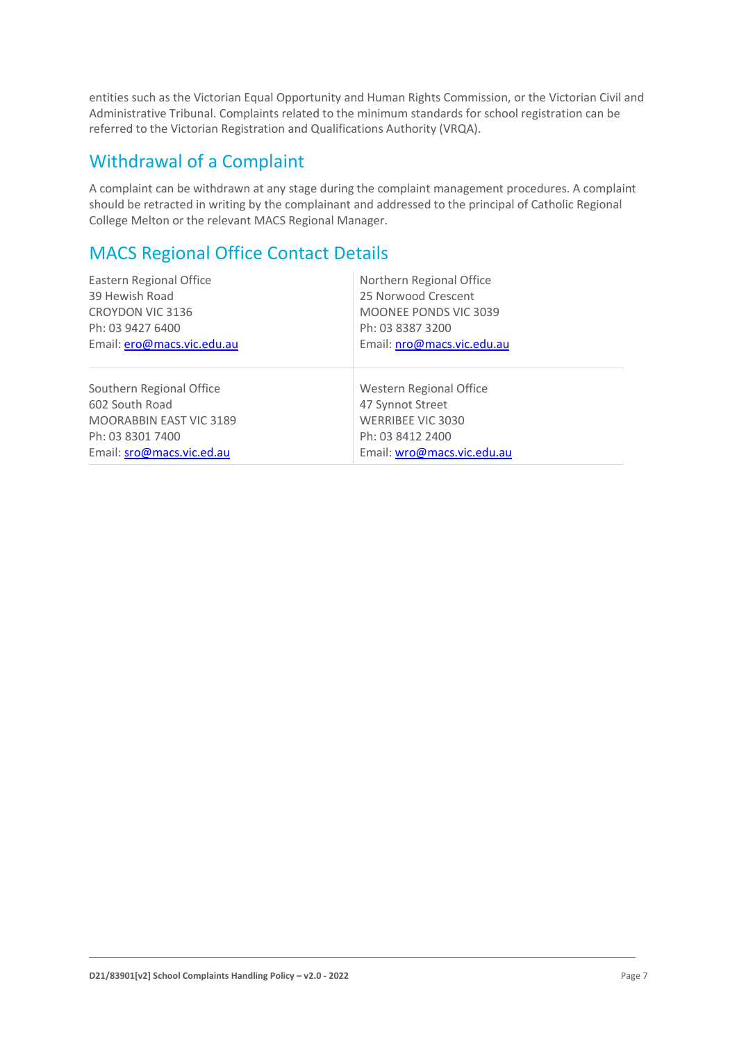entities such as the Victorian Equal Opportunity and Human Rights Commission, or the Victorian Civil and Administrative Tribunal. Complaints related to the minimum standards for school registration can be referred to the Victorian Registration and Qualifications Authority (VRQA).

## Withdrawal of a Complaint

A complaint can be withdrawn at any stage during the complaint management procedures. A complaint should be retracted in writing by the complainant and addressed to the principal of Catholic Regional College Melton or the relevant MACS Regional Manager.

## MACS Regional Office Contact Details

| | |
|---|---|
| Eastern Regional Office<br>39 Hewish Road<br>CROYDON VIC 3136<br>Ph: 03 9427 6400<br>Email: ero@macs.vic.edu.au | Northern Regional Office<br>25 Norwood Crescent<br>MOONEE PONDS VIC 3039<br>Ph: 03 8387 3200<br>Email: nro@macs.vic.edu.au |
| Southern Regional Office<br>602 South Road<br>MOORABBIN EAST VIC 3189<br>Ph: 03 8301 7400<br>Email: sro@macs.vic.ed.au | Western Regional Office<br>47 Synnot Street<br>WERRIBEE VIC 3030<br>Ph: 03 8412 2400<br>Email: wro@macs.vic.edu.au |